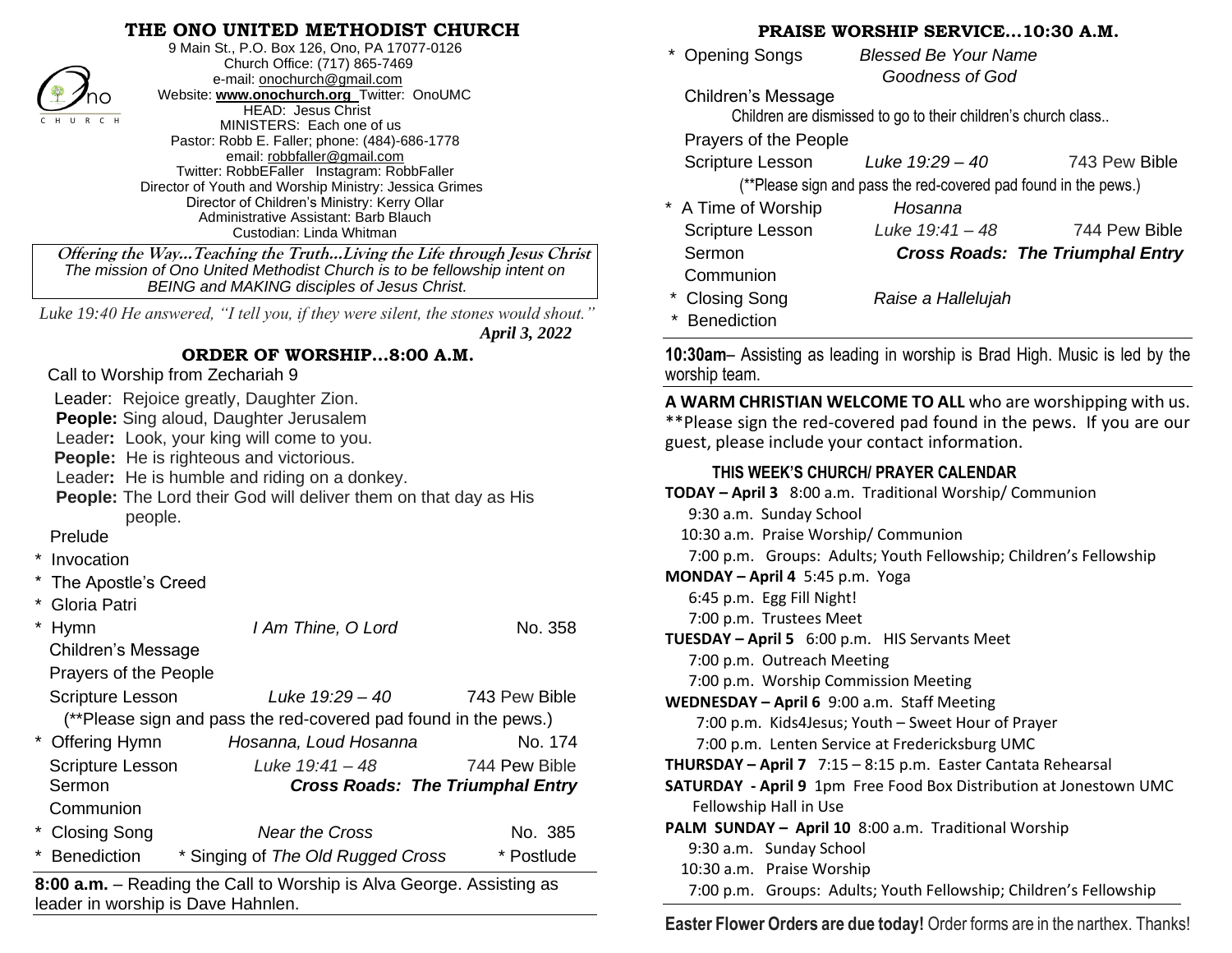# THE ONO UNITED METHODIST CHURCH

9 Main St., P.O. Box 126, Ono, PA 17077-0126
Church Office: (717) 865-7469
e-mail: onochurch@gmail.com
Website: **www.onochurch.org** Twitter: OnoUMC
HEAD: Jesus Christ
MINISTERS: Each one of us
Pastor: Robb E. Faller; phone: (484)-686-1778
email: robbfaller@gmail.com
Twitter: RobbEFaller Instagram: RobbFaller
Director of Youth and Worship Ministry: Jessica Grimes
Director of Children's Ministry: Kerry Ollar
Administrative Assistant: Barb Blauch
Custodian: Linda Whitman

**Offering the Way…Teaching the Truth…Living the Life through Jesus Christ**
*The mission of Ono United Methodist Church is to be fellowship intent on BEING and MAKING disciples of Jesus Christ.*

*Luke 19:40 He answered, "I tell you, if they were silent, the stones would shout."*

***April 3, 2022***

## ORDER OF WORSHIP…8:00 A.M.

Call to Worship from Zechariah 9

Leader: Rejoice greatly, Daughter Zion.
**People:** Sing aloud, Daughter Jerusalem
Leader**:** Look, your king will come to you.
**People:** He is righteous and victorious.
Leader**:** He is humble and riding on a donkey.
**People:** The Lord their God will deliver them on that day as His people.

Prelude
* Invocation
* The Apostle's Creed
* Gloria Patri
* Hymn — *I Am Thine, O Lord* — No. 358

Children's Message
Prayers of the People
Scripture Lesson — *Luke 19:29 – 40* — 743 Pew Bible
(**Please sign and pass the red-covered pad found in the pews.)
* Offering Hymn — *Hosanna, Loud Hosanna* — No. 174

Scripture Lesson — *Luke 19:41 – 48* — 744 Pew Bible
Sermon — ***Cross Roads: The Triumphal Entry***
Communion
* Closing Song — *Near the Cross* — No. 385
* Benediction — * Singing of *The Old Rugged Cross* — * Postlude

**8:00 a.m.** – Reading the Call to Worship is Alva George. Assisting as leader in worship is Dave Hahnlen.

## PRAISE WORSHIP SERVICE…10:30 A.M.

* Opening Songs — *Blessed Be Your Name* / *Goodness of God*

Children's Message
Children are dismissed to go to their children's church class..
Prayers of the People
Scripture Lesson — *Luke 19:29 – 40* — 743 Pew Bible
(**Please sign and pass the red-covered pad found in the pews.)
* A Time of Worship — *Hosanna*

Scripture Lesson — *Luke 19:41 – 48* — 744 Pew Bible
Sermon — ***Cross Roads: The Triumphal Entry***
Communion
* Closing Song — *Raise a Hallelujah*
* Benediction

**10:30am**– Assisting as leading in worship is Brad High. Music is led by the worship team.

**A WARM CHRISTIAN WELCOME TO ALL** who are worshipping with us. **Please sign the red-covered pad found in the pews. If you are our guest, please include your contact information.

### THIS WEEK'S CHURCH/ PRAYER CALENDAR

**TODAY – April 3** 8:00 a.m. Traditional Worship/ Communion
9:30 a.m. Sunday School
10:30 a.m. Praise Worship/ Communion
7:00 p.m. Groups: Adults; Youth Fellowship; Children's Fellowship

**MONDAY – April 4** 5:45 p.m. Yoga
6:45 p.m. Egg Fill Night!
7:00 p.m. Trustees Meet

**TUESDAY – April 5** 6:00 p.m. HIS Servants Meet
7:00 p.m. Outreach Meeting
7:00 p.m. Worship Commission Meeting

**WEDNESDAY – April 6** 9:00 a.m. Staff Meeting
7:00 p.m. Kids4Jesus; Youth – Sweet Hour of Prayer
7:00 p.m. Lenten Service at Fredericksburg UMC

**THURSDAY – April 7** 7:15 – 8:15 p.m. Easter Cantata Rehearsal

**SATURDAY - April 9** 1pm Free Food Box Distribution at Jonestown UMC
Fellowship Hall in Use

**PALM SUNDAY – April 10** 8:00 a.m. Traditional Worship
9:30 a.m. Sunday School
10:30 a.m. Praise Worship
7:00 p.m. Groups: Adults; Youth Fellowship; Children's Fellowship

**Easter Flower Orders are due today!** Order forms are in the narthex. Thanks!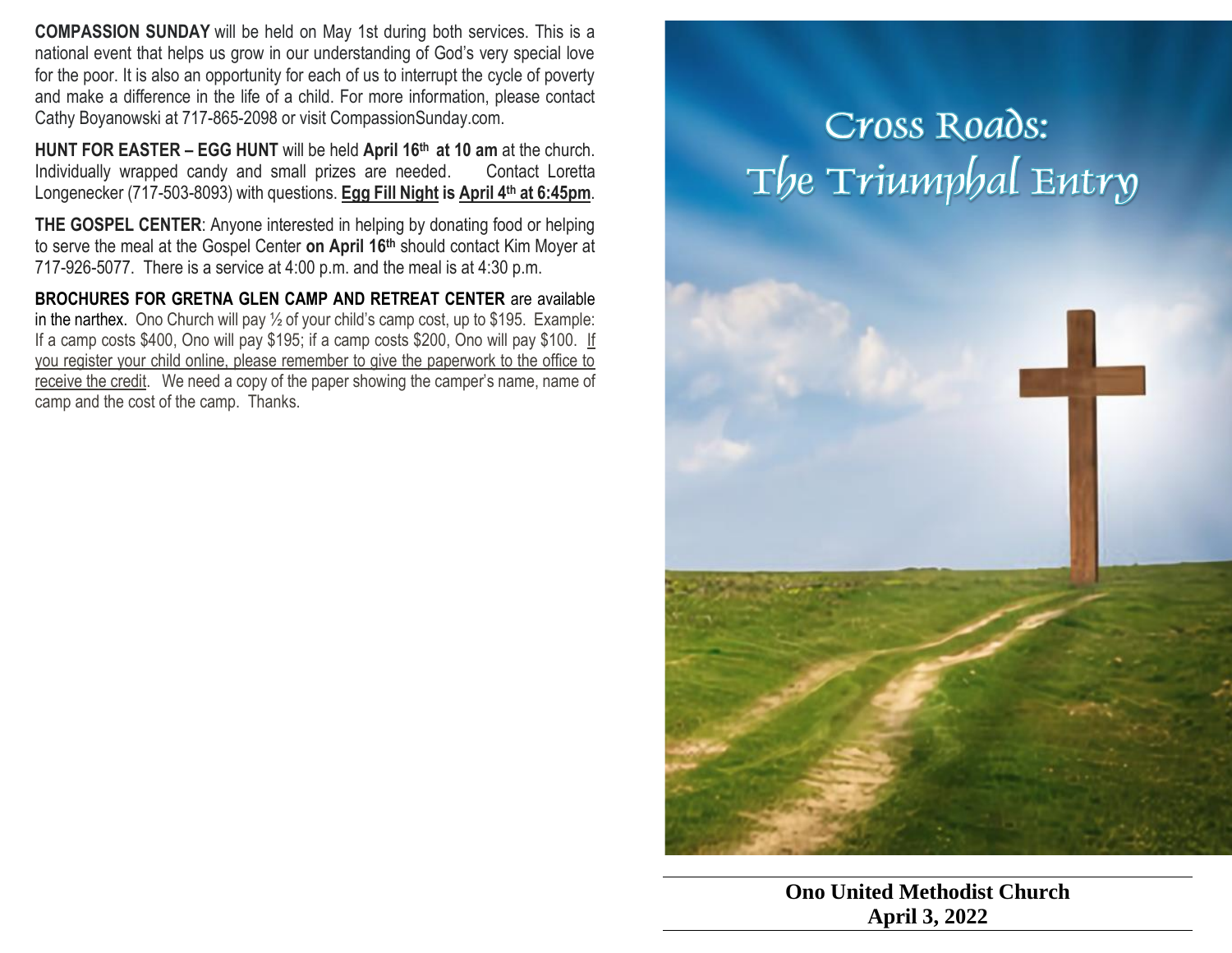**COMPASSION SUNDAY** will be held on May 1st during both services. This is a national event that helps us grow in our understanding of God's very special love for the poor. It is also an opportunity for each of us to interrupt the cycle of poverty and make a difference in the life of a child. For more information, please contact Cathy Boyanowski at 717-865-2098 or visit CompassionSunday.com.

**HUNT FOR EASTER – EGG HUNT** will be held **April 16th at 10 am** at the church. Individually wrapped candy and small prizes are needed. Contact Loretta Longenecker (717-503-8093) with questions. **Egg Fill Night is April 4th at 6:45pm**.

**THE GOSPEL CENTER**: Anyone interested in helping by donating food or helping to serve the meal at the Gospel Center **on April 16th** should contact Kim Moyer at 717-926-5077. There is a service at 4:00 p.m. and the meal is at 4:30 p.m.

**BROCHURES FOR GRETNA GLEN CAMP AND RETREAT CENTER** are available in the narthex. Ono Church will pay ½ of your child's camp cost, up to $195. Example: If a camp costs $400, Ono will pay $195; if a camp costs $200, Ono will pay $100. If you register your child online, please remember to give the paperwork to the office to receive the credit. We need a copy of the paper showing the camper's name, name of camp and the cost of the camp. Thanks.

# Cross Roads: The Triumphal Entry

**Ono United Methodist Church**
**April 3, 2022**